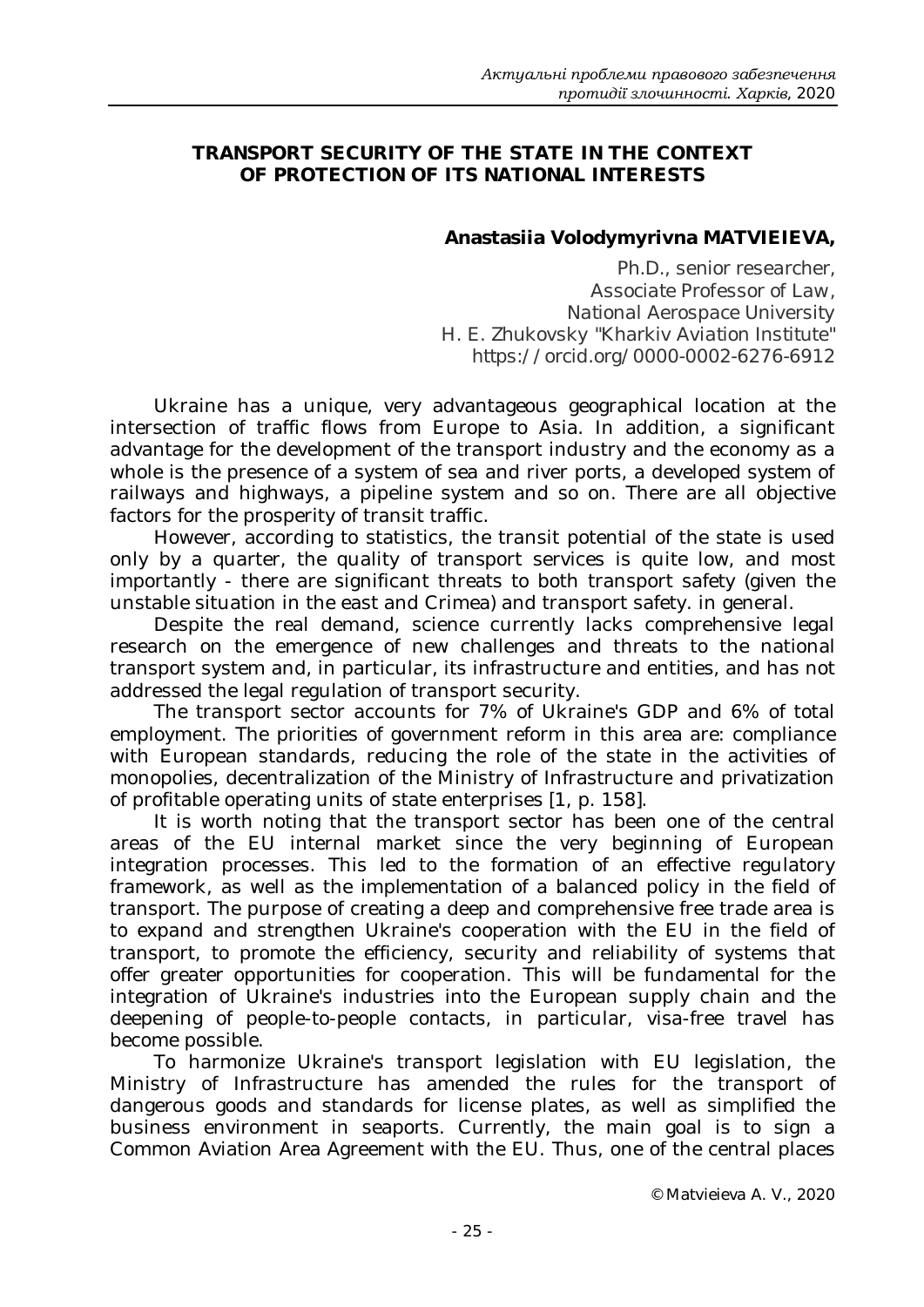# TRANSPORT SECURITY OF THE STATE IN THE CONTEXT OF PROTECTION OF ITS NATIONAL INTERESTS

**Anastasiia Volodymyrivna MATVIEIEVA,**

Ph.D., senior researcher,
Associate Professor of Law,
National Aerospace University
H. E. Zhukovsky "Kharkiv Aviation Institute"
https://orcid.org/0000-0002-6276-6912

Ukraine has a unique, very advantageous geographical location at the intersection of traffic flows from Europe to Asia. In addition, a significant advantage for the development of the transport industry and the economy as a whole is the presence of a system of sea and river ports, a developed system of railways and highways, a pipeline system and so on. There are all objective factors for the prosperity of transit traffic.

However, according to statistics, the transit potential of the state is used only by a quarter, the quality of transport services is quite low, and most importantly - there are significant threats to both transport safety (given the unstable situation in the east and Crimea) and transport safety. in general.

Despite the real demand, science currently lacks comprehensive legal research on the emergence of new challenges and threats to the national transport system and, in particular, its infrastructure and entities, and has not addressed the legal regulation of transport security.

The transport sector accounts for 7% of Ukraine's GDP and 6% of total employment. The priorities of government reform in this area are: compliance with European standards, reducing the role of the state in the activities of monopolies, decentralization of the Ministry of Infrastructure and privatization of profitable operating units of state enterprises [1, p. 158].

It is worth noting that the transport sector has been one of the central areas of the EU internal market since the very beginning of European integration processes. This led to the formation of an effective regulatory framework, as well as the implementation of a balanced policy in the field of transport. The purpose of creating a deep and comprehensive free trade area is to expand and strengthen Ukraine's cooperation with the EU in the field of transport, to promote the efficiency, security and reliability of systems that offer greater opportunities for cooperation. This will be fundamental for the integration of Ukraine's industries into the European supply chain and the deepening of people-to-people contacts, in particular, visa-free travel has become possible.

To harmonize Ukraine's transport legislation with EU legislation, the Ministry of Infrastructure has amended the rules for the transport of dangerous goods and standards for license plates, as well as simplified the business environment in seaports. Currently, the main goal is to sign a Common Aviation Area Agreement with the EU. Thus, one of the central places

© Matvieieva A. V., 2020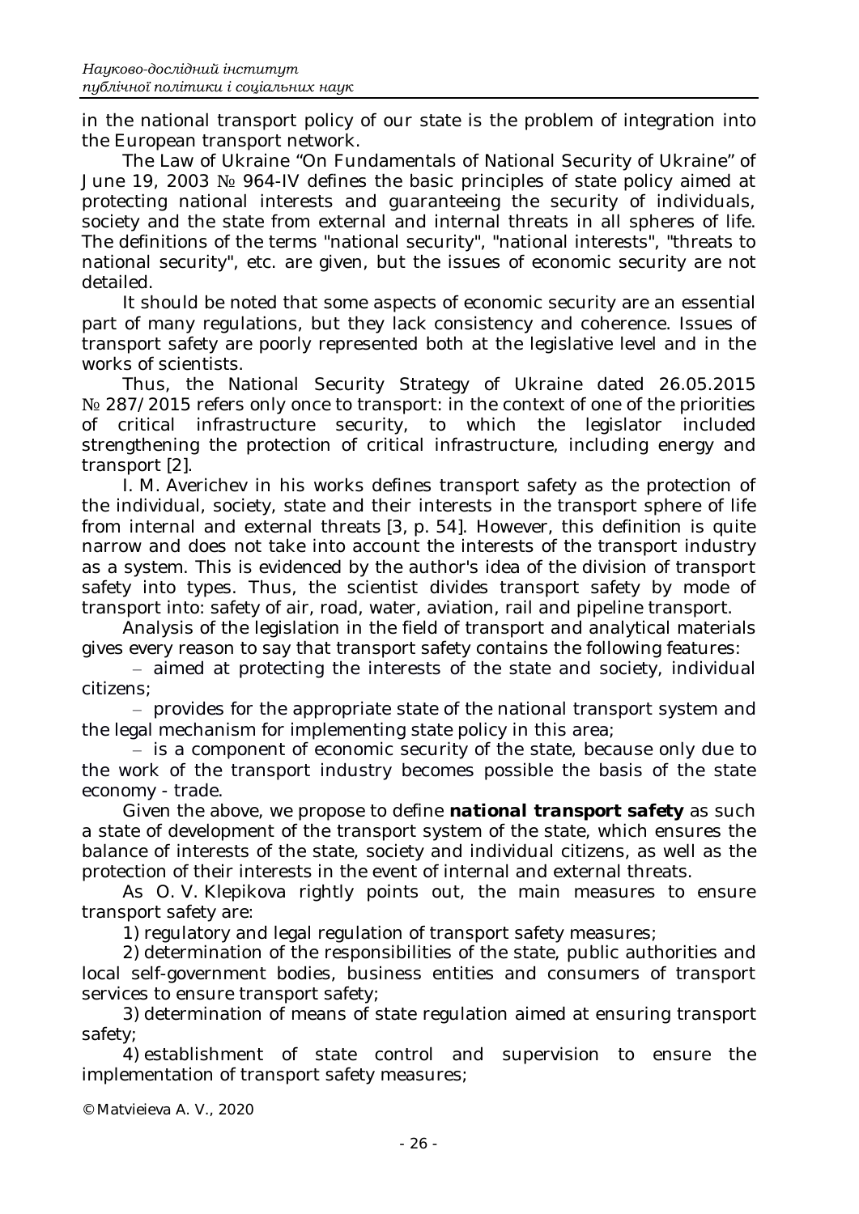in the national transport policy of our state is the problem of integration into the European transport network.

The Law of Ukraine "On Fundamentals of National Security of Ukraine" of June 19, 2003 № 964-IV defines the basic principles of state policy aimed at protecting national interests and guaranteeing the security of individuals, society and the state from external and internal threats in all spheres of life. The definitions of the terms "national security", "national interests", "threats to national security", etc. are given, but the issues of economic security are not detailed.

It should be noted that some aspects of economic security are an essential part of many regulations, but they lack consistency and coherence. Issues of transport safety are poorly represented both at the legislative level and in the works of scientists.

Thus, the National Security Strategy of Ukraine dated 26.05.2015 № 287/2015 refers only once to transport: in the context of one of the priorities of critical infrastructure security, to which the legislator included strengthening the protection of critical infrastructure, including energy and transport [2].

I. M. Averichev in his works defines transport safety as the protection of the individual, society, state and their interests in the transport sphere of life from internal and external threats [3, p. 54]. However, this definition is quite narrow and does not take into account the interests of the transport industry as a system. This is evidenced by the author's idea of the division of transport safety into types. Thus, the scientist divides transport safety by mode of transport into: safety of air, road, water, aviation, rail and pipeline transport.

Analysis of the legislation in the field of transport and analytical materials gives every reason to say that transport safety contains the following features:

– aimed at protecting the interests of the state and society, individual citizens;

– provides for the appropriate state of the national transport system and the legal mechanism for implementing state policy in this area;

– is a component of economic security of the state, because only due to the work of the transport industry becomes possible the basis of the state economy - trade.

Given the above, we propose to define ***national transport safety*** as such a state of development of the transport system of the state, which ensures the balance of interests of the state, society and individual citizens, as well as the protection of their interests in the event of internal and external threats.

As O. V. Klepikova rightly points out, the main measures to ensure transport safety are:

1) regulatory and legal regulation of transport safety measures;

2) determination of the responsibilities of the state, public authorities and local self-government bodies, business entities and consumers of transport services to ensure transport safety;

3) determination of means of state regulation aimed at ensuring transport safety;

4) establishment of state control and supervision to ensure the implementation of transport safety measures;

© Matvieieva A. V., 2020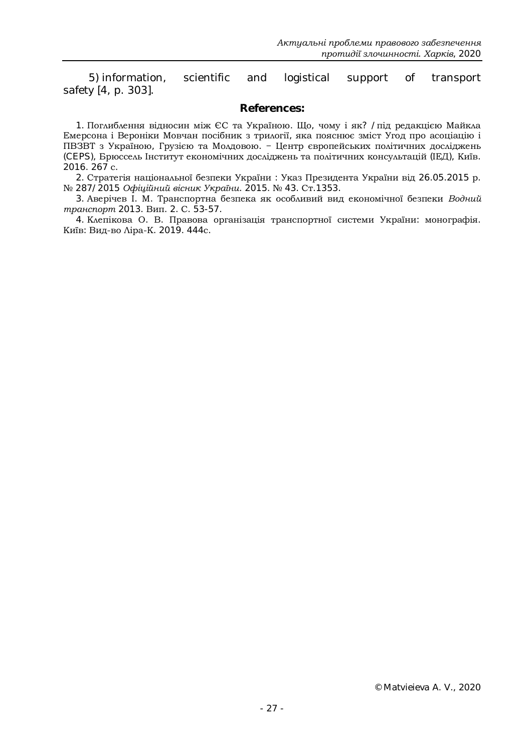5) information, scientific and logistical support of transport safety [4, p. 303].

**References:**

1. Поглиблення відносин між ЄС та Україною. Що, чому і як? / під редакцією Майкла Емерсона і Вероніки Мовчан посібник з трилогії, яка пояснює зміст Угод про асоціацію і ПВЗВТ з Україною, Грузією та Молдовою. – Центр європейських політичних досліджень (CEPS), Брюссель Інститут економічних досліджень та політичних консультацій (ІЕД), Київ. 2016. 267 с.
2. Стратегія національної безпеки України : Указ Президента України від 26.05.2015 р. № 287/ 2015 *Офіційний вісник України*. 2015. № 43. Ст.1353.
3. Аверічев І. М. Транспортна безпека як особливий вид економічної безпеки *Водний транспорт* 2013. Вип. 2. С. 53-57.
4. Клепікова О. В. Правова організація транспортної системи України: монографія. Київ: Вид-во Ліра-К. 2019. 444с.

© Matvieieva A. V., 2020